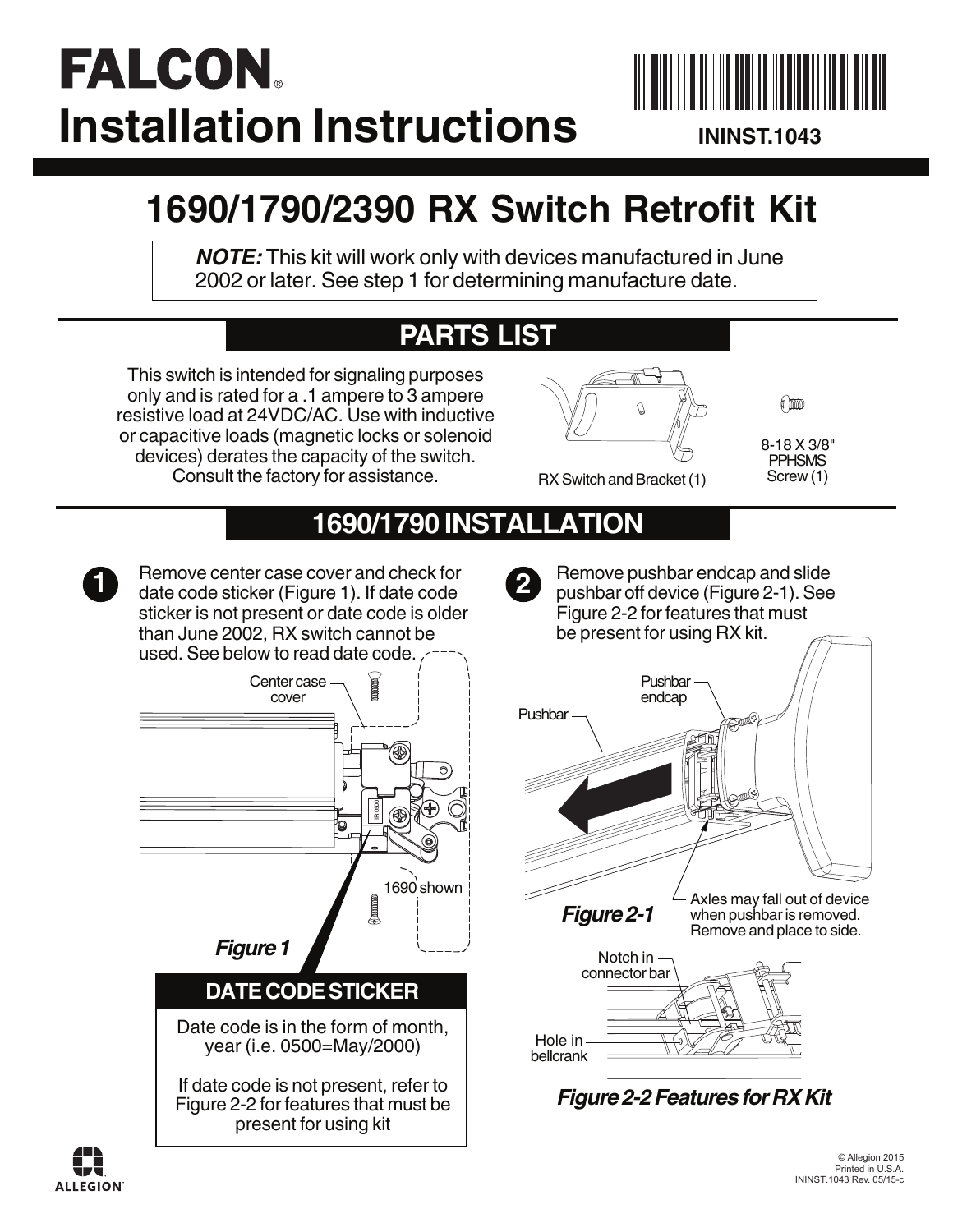# FALCON®

# Installation Instructions

ININST.1043

## 1690/1790/2390 RX Switch Retrofit Kit

***NOTE:*** This kit will work only with devices manufactured in June 2002 or later. See step 1 for determining manufacture date.

## PARTS LIST

This switch is intended for signaling purposes only and is rated for a .1 ampere to 3 ampere resistive load at 24VDC/AC. Use with inductive or capacitive loads (magnetic locks or solenoid devices) derates the capacity of the switch. Consult the factory for assistance.

RX Switch and Bracket (1)

8-18 X 3/8" PPHSMS Screw (1)

## 1690/1790 INSTALLATION

**1** Remove center case cover and check for date code sticker (Figure 1). If date code sticker is not present or date code is older than June 2002, RX switch cannot be used. See below to read date code.

Center case cover

1690 shown

*Figure 1*

### DATE CODE STICKER

Date code is in the form of month, year (i.e. 0500=May/2000)

If date code is not present, refer to Figure 2-2 for features that must be present for using kit

**2** Remove pushbar endcap and slide pushbar off device (Figure 2-1). See Figure 2-2 for features that must be present for using RX kit.

Pushbar

Pushbar endcap

Axles may fall out of device when pushbar is removed. Remove and place to side.

*Figure 2-1*

Notch in connector bar

Hole in bellcrank

*Figure 2-2 Features for RX Kit*

© Allegion 2015
Printed in U.S.A.
ININST.1043 Rev. 05/15-c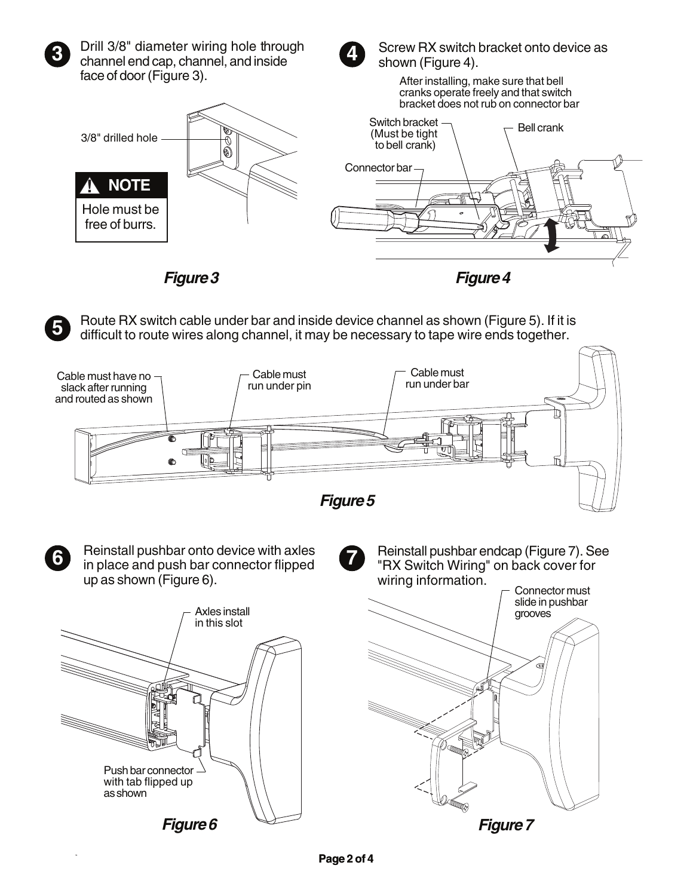**3** Drill 3/8" diameter wiring hole through channel end cap, channel, and inside face of door (Figure 3).

3/8" drilled hole

**⚠ NOTE**

Hole must be free of burrs.

***Figure 3***

**4** Screw RX switch bracket onto device as shown (Figure 4).

After installing, make sure that bell cranks operate freely and that switch bracket does not rub on connector bar

Switch bracket (Must be tight to bell crank)

Bell crank

Connector bar

***Figure 4***

**5** Route RX switch cable under bar and inside device channel as shown (Figure 5). If it is difficult to route wires along channel, it may be necessary to tape wire ends together.

Cable must have no slack after running and routed as shown

Cable must run under pin

Cable must run under bar

***Figure 5***

**6** Reinstall pushbar onto device with axles in place and push bar connector flipped up as shown (Figure 6).

Axles install in this slot

Push bar connector with tab flipped up as shown

***Figure 6***

**7** Reinstall pushbar endcap (Figure 7). See "RX Switch Wiring" on back cover for wiring information.

Connector must slide in pushbar grooves

***Figure 7***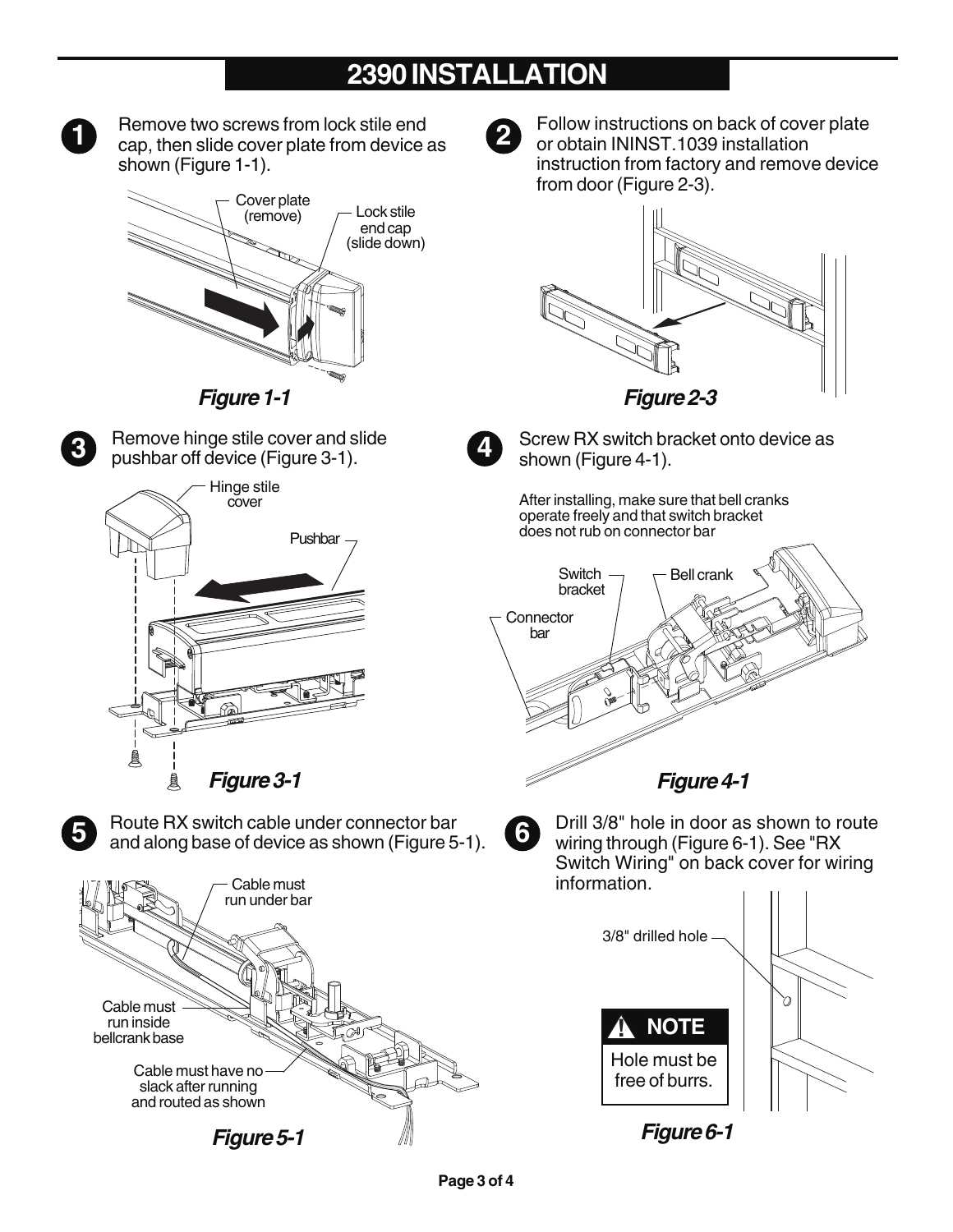# 2390 INSTALLATION

**1** Remove two screws from lock stile end cap, then slide cover plate from device as shown (Figure 1-1).

Cover plate (remove)

Lock stile end cap (slide down)

***Figure 1-1***

**2** Follow instructions on back of cover plate or obtain ININST.1039 installation instruction from factory and remove device from door (Figure 2-3).

***Figure 2-3***

**3** Remove hinge stile cover and slide pushbar off device (Figure 3-1).

Hinge stile cover

Pushbar

***Figure 3-1***

**4** Screw RX switch bracket onto device as shown (Figure 4-1).

After installing, make sure that bell cranks operate freely and that switch bracket does not rub on connector bar

Switch bracket

Bell crank

Connector bar

***Figure 4-1***

**5** Route RX switch cable under connector bar and along base of device as shown (Figure 5-1).

Cable must run under bar

Cable must run inside bellcrank base

Cable must have no slack after running and routed as shown

***Figure 5-1***

**6** Drill 3/8" hole in door as shown to route wiring through (Figure 6-1). See "RX Switch Wiring" on back cover for wiring information.

3/8" drilled hole

**⚠ NOTE**

Hole must be free of burrs.

***Figure 6-1***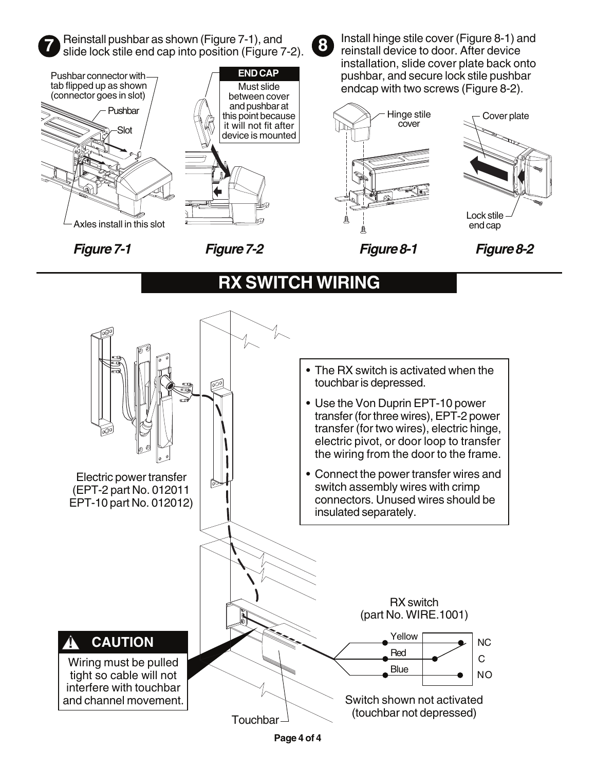**7** Reinstall pushbar as shown (Figure 7-1), and slide lock stile end cap into position (Figure 7-2).

Pushbar connector with tab flipped up as shown (connector goes in slot)

Pushbar

Slot

Axles install in this slot

**END CAP**

Must slide between cover and pushbar at this point because it will not fit after device is mounted

***Figure 7-1***

***Figure 7-2***

**8** Install hinge stile cover (Figure 8-1) and reinstall device to door. After device installation, slide cover plate back onto pushbar, and secure lock stile pushbar endcap with two screws (Figure 8-2).

Hinge stile cover

Cover plate

Lock stile end cap

***Figure 8-1***

***Figure 8-2***

## RX SWITCH WIRING

- The RX switch is activated when the touchbar is depressed.
- Use the Von Duprin EPT-10 power transfer (for three wires), EPT-2 power transfer (for two wires), electric hinge, electric pivot, or door loop to transfer the wiring from the door to the frame.
- Connect the power transfer wires and switch assembly wires with crimp connectors. Unused wires should be insulated separately.

Electric power transfer
(EPT-2 part No. 012011
EPT-10 part No. 012012)

RX switch
(part No. WIRE.1001)

Yellow
Red
Blue

NC
C
NO

Switch shown not activated
(touchbar not depressed)

**⚠ CAUTION**

Wiring must be pulled tight so cable will not interfere with touchbar and channel movement.

Touchbar